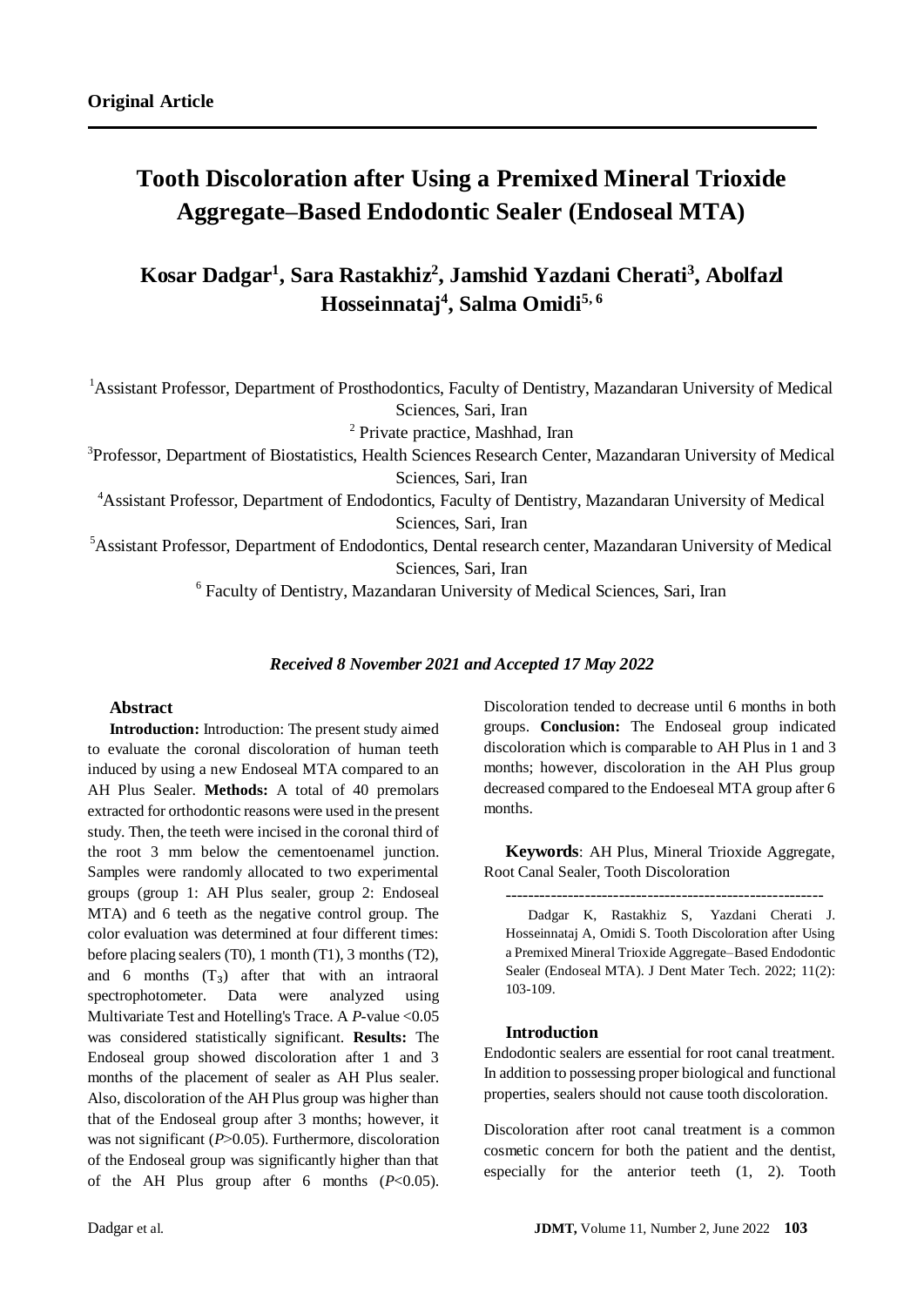**Original Article**

# Tooth Discoloration after Using a Premixed Mineral Trioxide Aggregate–Based Endodontic Sealer (Endoseal MTA)

## Kosar Dadgar[1], Sara Rastakhiz[2], Jamshid Yazdani Cherati[3], Abolfazl Hosseinnataj[4], Salma Omidi[5, 6]

[1]Assistant Professor, Department of Prosthodontics, Faculty of Dentistry, Mazandaran University of Medical Sciences, Sari, Iran

[2] Private practice, Mashhad, Iran

[3]Professor, Department of Biostatistics, Health Sciences Research Center, Mazandaran University of Medical Sciences, Sari, Iran

[4]Assistant Professor, Department of Endodontics, Faculty of Dentistry, Mazandaran University of Medical Sciences, Sari, Iran

[5]Assistant Professor, Department of Endodontics, Dental research center, Mazandaran University of Medical Sciences, Sari, Iran

[6] Faculty of Dentistry, Mazandaran University of Medical Sciences, Sari, Iran

***Received 8 November 2021 and Accepted 17 May 2022***

### Abstract

**Introduction:** Introduction: The present study aimed to evaluate the coronal discoloration of human teeth induced by using a new Endoseal MTA compared to an AH Plus Sealer. **Methods:** A total of 40 premolars extracted for orthodontic reasons were used in the present study. Then, the teeth were incised in the coronal third of the root 3 mm below the cementoenamel junction. Samples were randomly allocated to two experimental groups (group 1: AH Plus sealer, group 2: Endoseal MTA) and 6 teeth as the negative control group. The color evaluation was determined at four different times: before placing sealers (T0), 1 month (T1), 3 months (T2), and 6 months ($T_3$) after that with an intraoral spectrophotometer. Data were analyzed using Multivariate Test and Hotelling's Trace. A *P*-value <0.05 was considered statistically significant. **Results:** The Endoseal group showed discoloration after 1 and 3 months of the placement of sealer as AH Plus sealer. Also, discoloration of the AH Plus group was higher than that of the Endoseal group after 3 months; however, it was not significant (*P*>0.05). Furthermore, discoloration of the Endoseal group was significantly higher than that of the AH Plus group after 6 months (*P*<0.05). Discoloration tended to decrease until 6 months in both groups. **Conclusion:** The Endoseal group indicated discoloration which is comparable to AH Plus in 1 and 3 months; however, discoloration in the AH Plus group decreased compared to the Endoeseal MTA group after 6 months.

**Keywords**: AH Plus, Mineral Trioxide Aggregate, Root Canal Sealer, Tooth Discoloration

---

Dadgar K, Rastakhiz S, Yazdani Cherati J. Hosseinnataj A, Omidi S. Tooth Discoloration after Using a Premixed Mineral Trioxide Aggregate–Based Endodontic Sealer (Endoseal MTA). J Dent Mater Tech. 2022; 11(2): 103-109.

### Introduction

Endodontic sealers are essential for root canal treatment. In addition to possessing proper biological and functional properties, sealers should not cause tooth discoloration.

Discoloration after root canal treatment is a common cosmetic concern for both the patient and the dentist, especially for the anterior teeth (1, 2). Tooth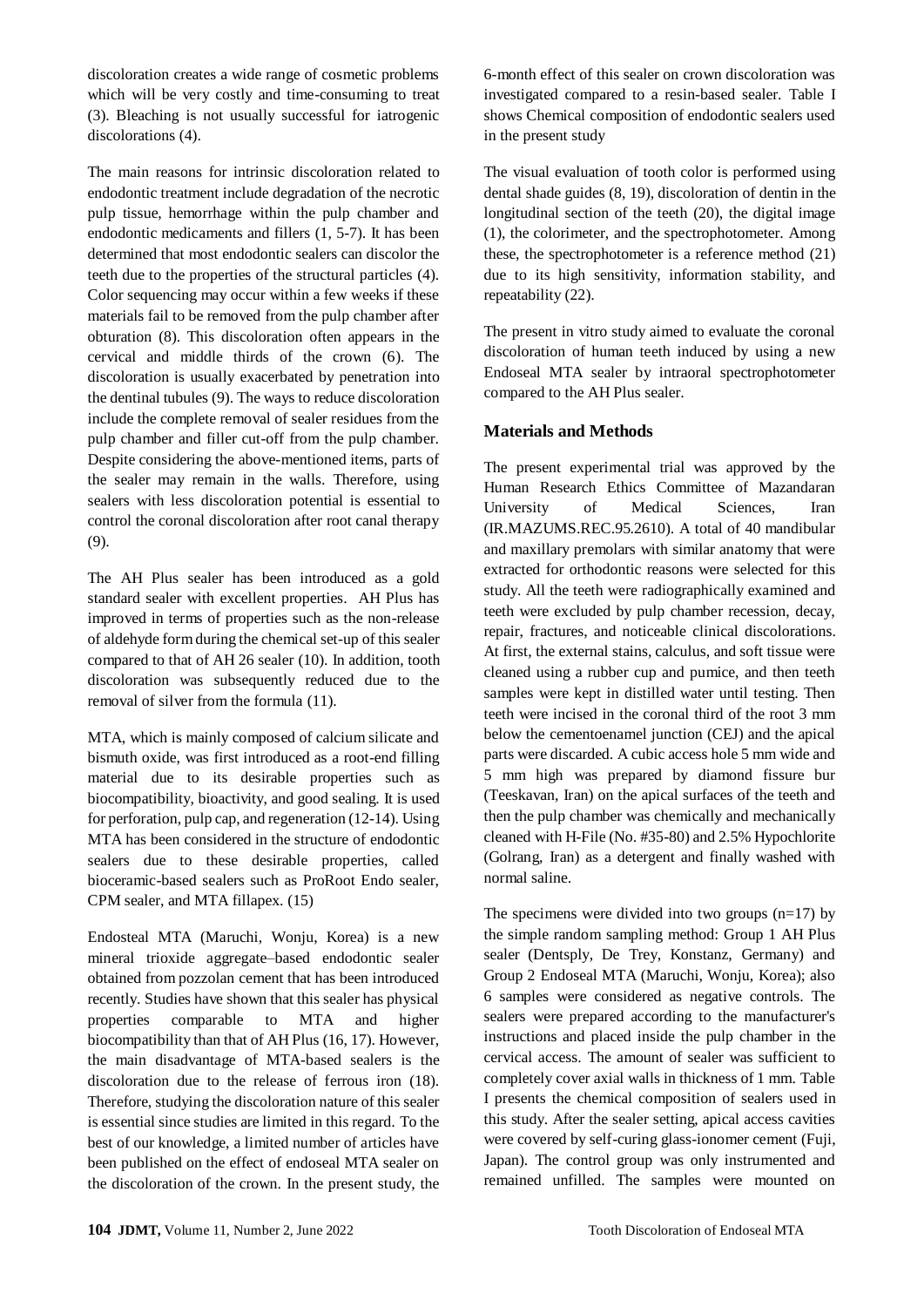discoloration creates a wide range of cosmetic problems which will be very costly and time-consuming to treat (3). Bleaching is not usually successful for iatrogenic discolorations (4).

The main reasons for intrinsic discoloration related to endodontic treatment include degradation of the necrotic pulp tissue, hemorrhage within the pulp chamber and endodontic medicaments and fillers (1, 5-7). It has been determined that most endodontic sealers can discolor the teeth due to the properties of the structural particles (4). Color sequencing may occur within a few weeks if these materials fail to be removed from the pulp chamber after obturation (8). This discoloration often appears in the cervical and middle thirds of the crown (6). The discoloration is usually exacerbated by penetration into the dentinal tubules (9). The ways to reduce discoloration include the complete removal of sealer residues from the pulp chamber and filler cut-off from the pulp chamber. Despite considering the above-mentioned items, parts of the sealer may remain in the walls. Therefore, using sealers with less discoloration potential is essential to control the coronal discoloration after root canal therapy (9).

The AH Plus sealer has been introduced as a gold standard sealer with excellent properties. AH Plus has improved in terms of properties such as the non-release of aldehyde form during the chemical set-up of this sealer compared to that of AH 26 sealer (10). In addition, tooth discoloration was subsequently reduced due to the removal of silver from the formula (11).

MTA, which is mainly composed of calcium silicate and bismuth oxide, was first introduced as a root-end filling material due to its desirable properties such as biocompatibility, bioactivity, and good sealing. It is used for perforation, pulp cap, and regeneration (12-14). Using MTA has been considered in the structure of endodontic sealers due to these desirable properties, called bioceramic-based sealers such as ProRoot Endo sealer, CPM sealer, and MTA fillapex. (15)

Endosteal MTA (Maruchi, Wonju, Korea) is a new mineral trioxide aggregate–based endodontic sealer obtained from pozzolan cement that has been introduced recently. Studies have shown that this sealer has physical properties comparable to MTA and higher biocompatibility than that of AH Plus (16, 17). However, the main disadvantage of MTA-based sealers is the discoloration due to the release of ferrous iron (18). Therefore, studying the discoloration nature of this sealer is essential since studies are limited in this regard. To the best of our knowledge, a limited number of articles have been published on the effect of endoseal MTA sealer on the discoloration of the crown. In the present study, the 6-month effect of this sealer on crown discoloration was investigated compared to a resin-based sealer. Table I shows Chemical composition of endodontic sealers used in the present study

The visual evaluation of tooth color is performed using dental shade guides (8, 19), discoloration of dentin in the longitudinal section of the teeth (20), the digital image (1), the colorimeter, and the spectrophotometer. Among these, the spectrophotometer is a reference method (21) due to its high sensitivity, information stability, and repeatability (22).

The present in vitro study aimed to evaluate the coronal discoloration of human teeth induced by using a new Endoseal MTA sealer by intraoral spectrophotometer compared to the AH Plus sealer.

## Materials and Methods

The present experimental trial was approved by the Human Research Ethics Committee of Mazandaran University of Medical Sciences, Iran (IR.MAZUMS.REC.95.2610). A total of 40 mandibular and maxillary premolars with similar anatomy that were extracted for orthodontic reasons were selected for this study. All the teeth were radiographically examined and teeth were excluded by pulp chamber recession, decay, repair, fractures, and noticeable clinical discolorations. At first, the external stains, calculus, and soft tissue were cleaned using a rubber cup and pumice, and then teeth samples were kept in distilled water until testing. Then teeth were incised in the coronal third of the root 3 mm below the cementoenamel junction (CEJ) and the apical parts were discarded. A cubic access hole 5 mm wide and 5 mm high was prepared by diamond fissure bur (Teeskavan, Iran) on the apical surfaces of the teeth and then the pulp chamber was chemically and mechanically cleaned with H-File (No. #35-80) and 2.5% Hypochlorite (Golrang, Iran) as a detergent and finally washed with normal saline.

The specimens were divided into two groups (n=17) by the simple random sampling method: Group 1 AH Plus sealer (Dentsply, De Trey, Konstanz, Germany) and Group 2 Endoseal MTA (Maruchi, Wonju, Korea); also 6 samples were considered as negative controls. The sealers were prepared according to the manufacturer's instructions and placed inside the pulp chamber in the cervical access. The amount of sealer was sufficient to completely cover axial walls in thickness of 1 mm. Table I presents the chemical composition of sealers used in this study. After the sealer setting, apical access cavities were covered by self-curing glass-ionomer cement (Fuji, Japan). The control group was only instrumented and remained unfilled. The samples were mounted on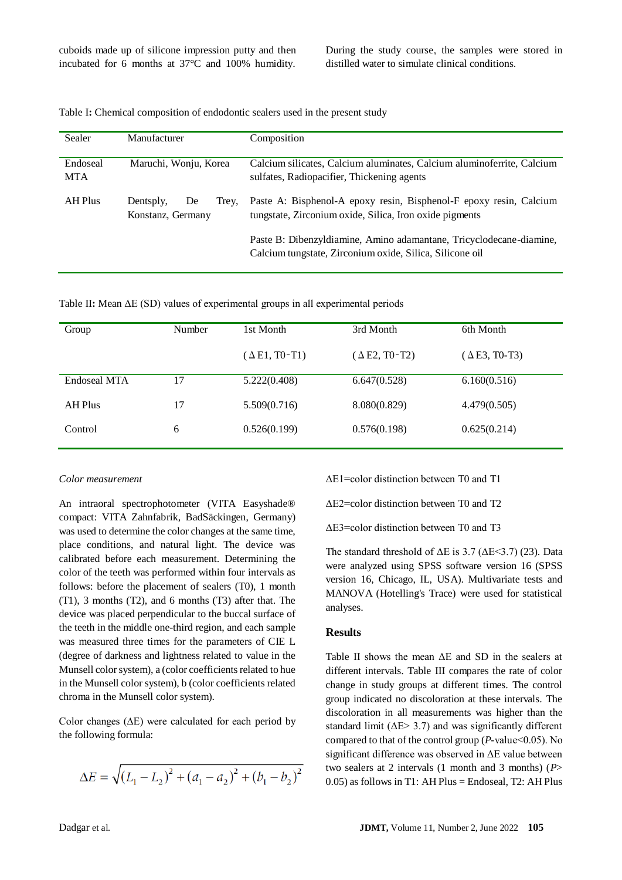cuboids made up of silicone impression putty and then incubated for 6 months at 37°C and 100% humidity. During the study course, the samples were stored in distilled water to simulate clinical conditions.

Table I**:** Chemical composition of endodontic sealers used in the present study

| Sealer | Manufacturer | Composition |
|---|---|---|
| Endoseal MTA | Maruchi, Wonju, Korea | Calcium silicates, Calcium aluminates, Calcium aluminoferrite, Calcium sulfates, Radiopacifier, Thickening agents |
| AH Plus | Dentsply, De Trey, Konstanz, Germany | Paste A: Bisphenol-A epoxy resin, Bisphenol-F epoxy resin, Calcium tungstate, Zirconium oxide, Silica, Iron oxide pigments<br>Paste B: Dibenzyldiamine, Amino adamantane, Tricyclodecane-diamine, Calcium tungstate, Zirconium oxide, Silica, Silicone oil |

Table II**:** Mean ΔE (SD) values of experimental groups in all experimental periods

| Group | Number | 1st Month | 3rd Month | 6th Month |
|---|---|---|---|---|
| | | (ΔE1, T0-T1) | (ΔE2, T0-T2) | (ΔE3, T0-T3) |
| Endoseal MTA | 17 | 5.222(0.408) | 6.647(0.528) | 6.160(0.516) |
| AH Plus | 17 | 5.509(0.716) | 8.080(0.829) | 4.479(0.505) |
| Control | 6 | 0.526(0.199) | 0.576(0.198) | 0.625(0.214) |

ΔE1=color distinction between T0 and T1

ΔE2=color distinction between T0 and T2

ΔE3=color distinction between T0 and T3

*Color measurement*

An intraoral spectrophotometer (VITA Easyshade® compact: VITA Zahnfabrik, BadSäckingen, Germany) was used to determine the color changes at the same time, place conditions, and natural light. The device was calibrated before each measurement. Determining the color of the teeth was performed within four intervals as follows: before the placement of sealers (T0), 1 month (T1), 3 months (T2), and 6 months (T3) after that. The device was placed perpendicular to the buccal surface of the teeth in the middle one-third region, and each sample was measured three times for the parameters of CIE L (degree of darkness and lightness related to value in the Munsell color system), a (color coefficients related to hue in the Munsell color system), b (color coefficients related chroma in the Munsell color system).

Color changes (ΔE) were calculated for each period by the following formula:

$$\Delta E = \sqrt{(L_1 - L_2)^2 + (a_1 - a_2)^2 + (b_1 - b_2)^2}$$

The standard threshold of ΔE is 3.7 (ΔE<3.7) (23). Data were analyzed using SPSS software version 16 (SPSS version 16, Chicago, IL, USA). Multivariate tests and MANOVA (Hotelling's Trace) were used for statistical analyses.

## Results

Table II shows the mean ΔE and SD in the sealers at different intervals. Table III compares the rate of color change in study groups at different times. The control group indicated no discoloration at these intervals. The discoloration in all measurements was higher than the standard limit (ΔE> 3.7) and was significantly different compared to that of the control group (*P*-value<0.05). No significant difference was observed in ΔE value between two sealers at 2 intervals (1 month and 3 months) (*P*> 0.05) as follows in T1: AH Plus = Endoseal, T2: AH Plus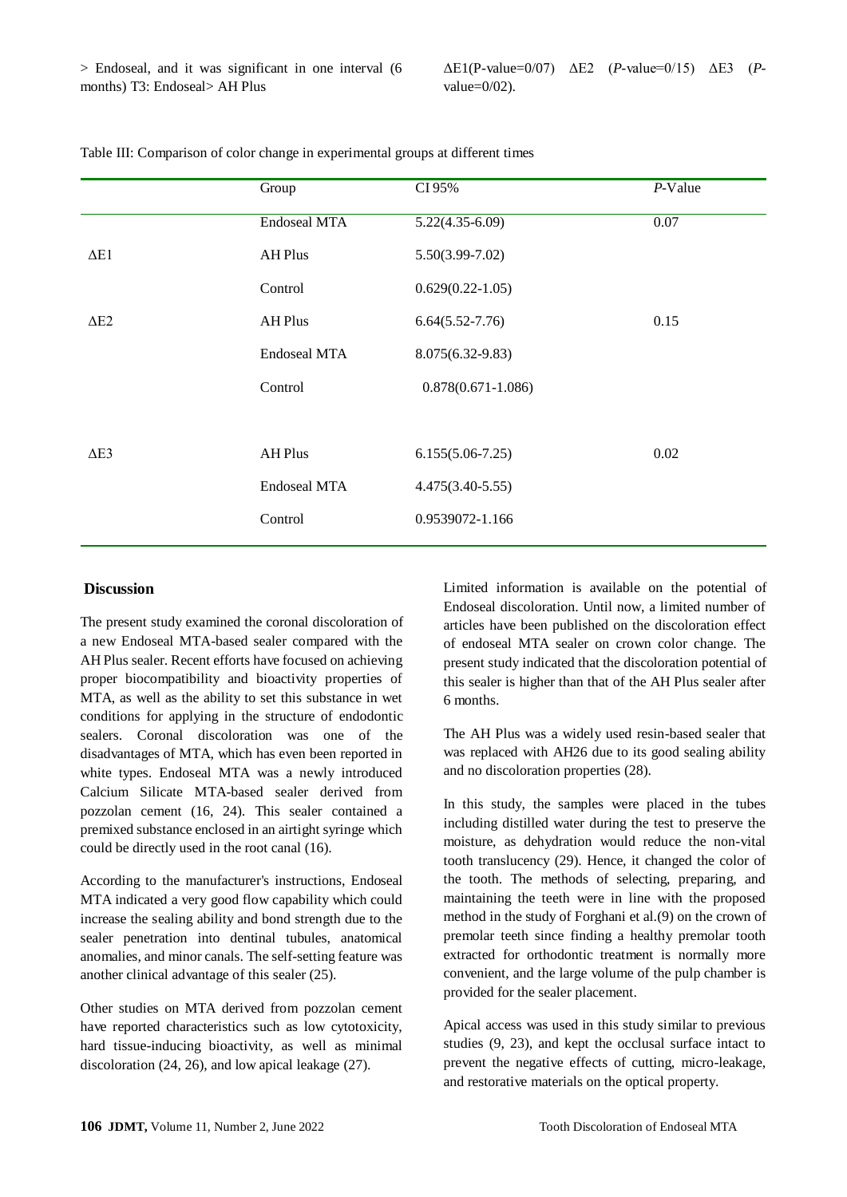> Endoseal, and it was significant in one interval (6 months) T3: Endoseal> AH Plus

$\Delta E1$(P-value=0/07) $\Delta E2$ (*P*-value=0/15) $\Delta E3$ (*P*-value=0/02).

Table III: Comparison of color change in experimental groups at different times

| | Group | CI 95% | *P*-Value |
|---|---|---|---|
| | Endoseal MTA | 5.22(4.35-6.09) | 0.07 |
| $\Delta E1$ | AH Plus | 5.50(3.99-7.02) | |
| | Control | 0.629(0.22-1.05) | |
| $\Delta E2$ | AH Plus | 6.64(5.52-7.76) | 0.15 |
| | Endoseal MTA | 8.075(6.32-9.83) | |
| | Control | 0.878(0.671-1.086) | |
| $\Delta E3$ | AH Plus | 6.155(5.06-7.25) | 0.02 |
| | Endoseal MTA | 4.475(3.40-5.55) | |
| | Control | 0.9539072-1.166 | |

## Discussion

The present study examined the coronal discoloration of a new Endoseal MTA-based sealer compared with the AH Plus sealer. Recent efforts have focused on achieving proper biocompatibility and bioactivity properties of MTA, as well as the ability to set this substance in wet conditions for applying in the structure of endodontic sealers. Coronal discoloration was one of the disadvantages of MTA, which has even been reported in white types. Endoseal MTA was a newly introduced Calcium Silicate MTA-based sealer derived from pozzolan cement (16, 24). This sealer contained a premixed substance enclosed in an airtight syringe which could be directly used in the root canal (16).

According to the manufacturer's instructions, Endoseal MTA indicated a very good flow capability which could increase the sealing ability and bond strength due to the sealer penetration into dentinal tubules, anatomical anomalies, and minor canals. The self-setting feature was another clinical advantage of this sealer (25).

Other studies on MTA derived from pozzolan cement have reported characteristics such as low cytotoxicity, hard tissue-inducing bioactivity, as well as minimal discoloration (24, 26), and low apical leakage (27).

Limited information is available on the potential of Endoseal discoloration. Until now, a limited number of articles have been published on the discoloration effect of endoseal MTA sealer on crown color change. The present study indicated that the discoloration potential of this sealer is higher than that of the AH Plus sealer after 6 months.

The AH Plus was a widely used resin-based sealer that was replaced with AH26 due to its good sealing ability and no discoloration properties (28).

In this study, the samples were placed in the tubes including distilled water during the test to preserve the moisture, as dehydration would reduce the non-vital tooth translucency (29). Hence, it changed the color of the tooth. The methods of selecting, preparing, and maintaining the teeth were in line with the proposed method in the study of Forghani et al.(9) on the crown of premolar teeth since finding a healthy premolar tooth extracted for orthodontic treatment is normally more convenient, and the large volume of the pulp chamber is provided for the sealer placement.

Apical access was used in this study similar to previous studies (9, 23), and kept the occlusal surface intact to prevent the negative effects of cutting, micro-leakage, and restorative materials on the optical property.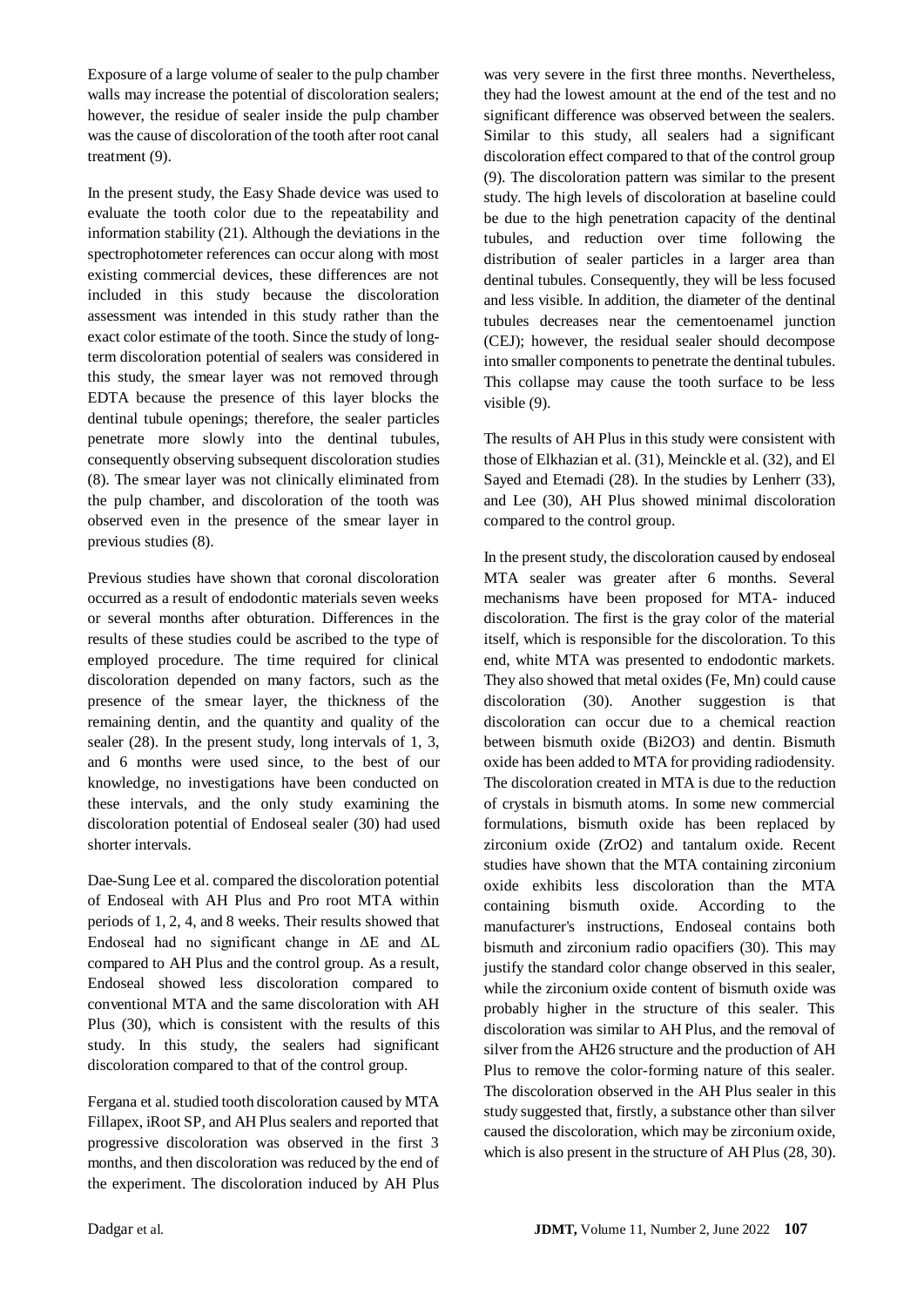Exposure of a large volume of sealer to the pulp chamber walls may increase the potential of discoloration sealers; however, the residue of sealer inside the pulp chamber was the cause of discoloration of the tooth after root canal treatment (9).

In the present study, the Easy Shade device was used to evaluate the tooth color due to the repeatability and information stability (21). Although the deviations in the spectrophotometer references can occur along with most existing commercial devices, these differences are not included in this study because the discoloration assessment was intended in this study rather than the exact color estimate of the tooth. Since the study of long-term discoloration potential of sealers was considered in this study, the smear layer was not removed through EDTA because the presence of this layer blocks the dentinal tubule openings; therefore, the sealer particles penetrate more slowly into the dentinal tubules, consequently observing subsequent discoloration studies (8). The smear layer was not clinically eliminated from the pulp chamber, and discoloration of the tooth was observed even in the presence of the smear layer in previous studies (8).

Previous studies have shown that coronal discoloration occurred as a result of endodontic materials seven weeks or several months after obturation. Differences in the results of these studies could be ascribed to the type of employed procedure. The time required for clinical discoloration depended on many factors, such as the presence of the smear layer, the thickness of the remaining dentin, and the quantity and quality of the sealer (28). In the present study, long intervals of 1, 3, and 6 months were used since, to the best of our knowledge, no investigations have been conducted on these intervals, and the only study examining the discoloration potential of Endoseal sealer (30) had used shorter intervals.

Dae-Sung Lee et al. compared the discoloration potential of Endoseal with AH Plus and Pro root MTA within periods of 1, 2, 4, and 8 weeks. Their results showed that Endoseal had no significant change in $\Delta E$ and $\Delta L$ compared to AH Plus and the control group. As a result, Endoseal showed less discoloration compared to conventional MTA and the same discoloration with AH Plus (30), which is consistent with the results of this study. In this study, the sealers had significant discoloration compared to that of the control group.

Fergana et al. studied tooth discoloration caused by MTA Fillapex, iRoot SP, and AH Plus sealers and reported that progressive discoloration was observed in the first 3 months, and then discoloration was reduced by the end of the experiment. The discoloration induced by AH Plus was very severe in the first three months. Nevertheless, they had the lowest amount at the end of the test and no significant difference was observed between the sealers. Similar to this study, all sealers had a significant discoloration effect compared to that of the control group (9). The discoloration pattern was similar to the present study. The high levels of discoloration at baseline could be due to the high penetration capacity of the dentinal tubules, and reduction over time following the distribution of sealer particles in a larger area than dentinal tubules. Consequently, they will be less focused and less visible. In addition, the diameter of the dentinal tubules decreases near the cementoenamel junction (CEJ); however, the residual sealer should decompose into smaller components to penetrate the dentinal tubules. This collapse may cause the tooth surface to be less visible (9).

The results of AH Plus in this study were consistent with those of Elkhazian et al. (31), Meinckle et al. (32), and El Sayed and Etemadi (28). In the studies by Lenherr (33), and Lee (30), AH Plus showed minimal discoloration compared to the control group.

In the present study, the discoloration caused by endoseal MTA sealer was greater after 6 months. Several mechanisms have been proposed for MTA- induced discoloration. The first is the gray color of the material itself, which is responsible for the discoloration. To this end, white MTA was presented to endodontic markets. They also showed that metal oxides (Fe, Mn) could cause discoloration (30). Another suggestion is that discoloration can occur due to a chemical reaction between bismuth oxide ($Bi_2O_3$) and dentin. Bismuth oxide has been added to MTA for providing radiodensity. The discoloration created in MTA is due to the reduction of crystals in bismuth atoms. In some new commercial formulations, bismuth oxide has been replaced by zirconium oxide ($ZrO_2$) and tantalum oxide. Recent studies have shown that the MTA containing zirconium oxide exhibits less discoloration than the MTA containing bismuth oxide. According to the manufacturer's instructions, Endoseal contains both bismuth and zirconium radio opacifiers (30). This may justify the standard color change observed in this sealer, while the zirconium oxide content of bismuth oxide was probably higher in the structure of this sealer. This discoloration was similar to AH Plus, and the removal of silver from the AH26 structure and the production of AH Plus to remove the color-forming nature of this sealer. The discoloration observed in the AH Plus sealer in this study suggested that, firstly, a substance other than silver caused the discoloration, which may be zirconium oxide, which is also present in the structure of AH Plus (28, 30).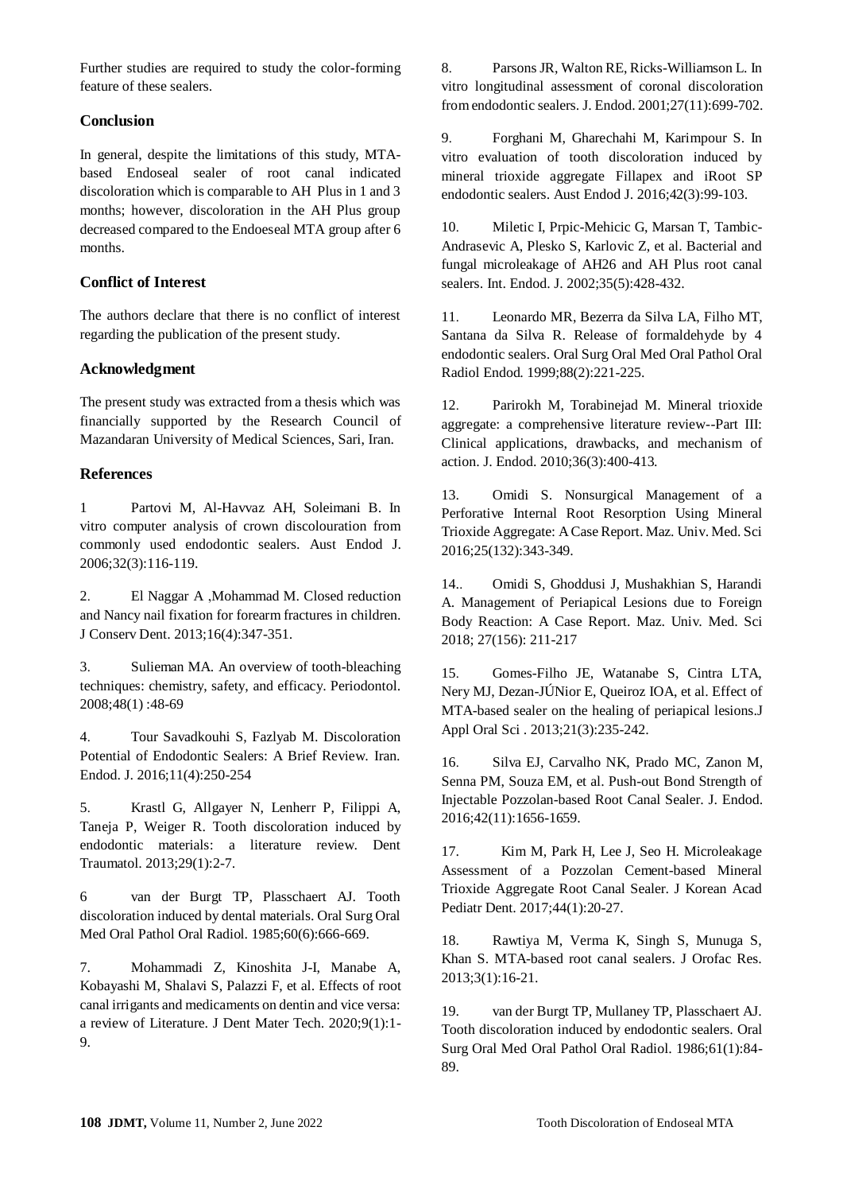Further studies are required to study the color-forming feature of these sealers.

## Conclusion

In general, despite the limitations of this study, MTA-based Endoseal sealer of root canal indicated discoloration which is comparable to AH Plus in 1 and 3 months; however, discoloration in the AH Plus group decreased compared to the Endoeseal MTA group after 6 months.

## Conflict of Interest

The authors declare that there is no conflict of interest regarding the publication of the present study.

## Acknowledgment

The present study was extracted from a thesis which was financially supported by the Research Council of Mazandaran University of Medical Sciences, Sari, Iran.

## References

1 Partovi M, Al-Havvaz AH, Soleimani B. In vitro computer analysis of crown discolouration from commonly used endodontic sealers. Aust Endod J. 2006;32(3):116-119.

2. El Naggar A ,Mohammad M. Closed reduction and Nancy nail fixation for forearm fractures in children. J Conserv Dent. 2013;16(4):347-351.

3. Sulieman MA. An overview of tooth-bleaching techniques: chemistry, safety, and efficacy. Periodontol. 2008;48(1) :48-69

4. Tour Savadkouhi S, Fazlyab M. Discoloration Potential of Endodontic Sealers: A Brief Review. Iran. Endod. J. 2016;11(4):250-254

5. Krastl G, Allgayer N, Lenherr P, Filippi A, Taneja P, Weiger R. Tooth discoloration induced by endodontic materials: a literature review. Dent Traumatol. 2013;29(1):2-7.

6 van der Burgt TP, Plasschaert AJ. Tooth discoloration induced by dental materials. Oral Surg Oral Med Oral Pathol Oral Radiol. 1985;60(6):666-669.

7. Mohammadi Z, Kinoshita J-I, Manabe A, Kobayashi M, Shalavi S, Palazzi F, et al. Effects of root canal irrigants and medicaments on dentin and vice versa: a review of Literature. J Dent Mater Tech. 2020;9(1):1-9.

8. Parsons JR, Walton RE, Ricks-Williamson L. In vitro longitudinal assessment of coronal discoloration from endodontic sealers. J. Endod. 2001;27(11):699-702.

9. Forghani M, Gharechahi M, Karimpour S. In vitro evaluation of tooth discoloration induced by mineral trioxide aggregate Fillapex and iRoot SP endodontic sealers. Aust Endod J. 2016;42(3):99-103.

10. Miletic I, Prpic-Mehicic G, Marsan T, Tambic-Andrasevic A, Plesko S, Karlovic Z, et al. Bacterial and fungal microleakage of AH26 and AH Plus root canal sealers. Int. Endod. J. 2002;35(5):428-432.

11. Leonardo MR, Bezerra da Silva LA, Filho MT, Santana da Silva R. Release of formaldehyde by 4 endodontic sealers. Oral Surg Oral Med Oral Pathol Oral Radiol Endod. 1999;88(2):221-225.

12. Parirokh M, Torabinejad M. Mineral trioxide aggregate: a comprehensive literature review--Part III: Clinical applications, drawbacks, and mechanism of action. J. Endod. 2010;36(3):400-413.

13. Omidi S. Nonsurgical Management of a Perforative Internal Root Resorption Using Mineral Trioxide Aggregate: A Case Report. Maz. Univ. Med. Sci 2016;25(132):343-349.

14.. Omidi S, Ghoddusi J, Mushakhian S, Harandi A. Management of Periapical Lesions due to Foreign Body Reaction: A Case Report. Maz. Univ. Med. Sci 2018; 27(156): 211-217

15. Gomes-Filho JE, Watanabe S, Cintra LTA, Nery MJ, Dezan-JÚNior E, Queiroz IOA, et al. Effect of MTA-based sealer on the healing of periapical lesions.J Appl Oral Sci . 2013;21(3):235-242.

16. Silva EJ, Carvalho NK, Prado MC, Zanon M, Senna PM, Souza EM, et al. Push-out Bond Strength of Injectable Pozzolan-based Root Canal Sealer. J. Endod. 2016;42(11):1656-1659.

17. Kim M, Park H, Lee J, Seo H. Microleakage Assessment of a Pozzolan Cement-based Mineral Trioxide Aggregate Root Canal Sealer. J Korean Acad Pediatr Dent. 2017;44(1):20-27.

18. Rawtiya M, Verma K, Singh S, Munuga S, Khan S. MTA-based root canal sealers. J Orofac Res. 2013;3(1):16-21.

19. van der Burgt TP, Mullaney TP, Plasschaert AJ. Tooth discoloration induced by endodontic sealers. Oral Surg Oral Med Oral Pathol Oral Radiol. 1986;61(1):84-89.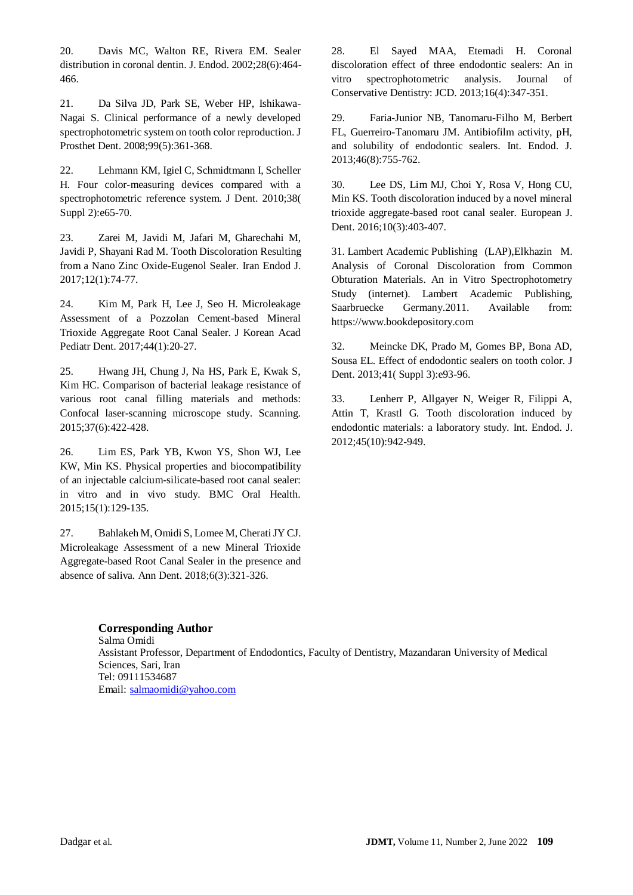20. Davis MC, Walton RE, Rivera EM. Sealer distribution in coronal dentin. J. Endod. 2002;28(6):464-466.

21. Da Silva JD, Park SE, Weber HP, Ishikawa-Nagai S. Clinical performance of a newly developed spectrophotometric system on tooth color reproduction. J Prosthet Dent. 2008;99(5):361-368.

22. Lehmann KM, Igiel C, Schmidtmann I, Scheller H. Four color-measuring devices compared with a spectrophotometric reference system. J Dent. 2010;38( Suppl 2):e65-70.

23. Zarei M, Javidi M, Jafari M, Gharechahi M, Javidi P, Shayani Rad M. Tooth Discoloration Resulting from a Nano Zinc Oxide-Eugenol Sealer. Iran Endod J. 2017;12(1):74-77.

24. Kim M, Park H, Lee J, Seo H. Microleakage Assessment of a Pozzolan Cement-based Mineral Trioxide Aggregate Root Canal Sealer. J Korean Acad Pediatr Dent. 2017;44(1):20-27.

25. Hwang JH, Chung J, Na HS, Park E, Kwak S, Kim HC. Comparison of bacterial leakage resistance of various root canal filling materials and methods: Confocal laser-scanning microscope study. Scanning. 2015;37(6):422-428.

26. Lim ES, Park YB, Kwon YS, Shon WJ, Lee KW, Min KS. Physical properties and biocompatibility of an injectable calcium-silicate-based root canal sealer: in vitro and in vivo study. BMC Oral Health. 2015;15(1):129-135.

27. Bahlakeh M, Omidi S, Lomee M, Cherati JY CJ. Microleakage Assessment of a new Mineral Trioxide Aggregate-based Root Canal Sealer in the presence and absence of saliva. Ann Dent. 2018;6(3):321-326.

28. El Sayed MAA, Etemadi H. Coronal discoloration effect of three endodontic sealers: An in vitro spectrophotometric analysis. Journal of Conservative Dentistry: JCD. 2013;16(4):347-351.

29. Faria-Junior NB, Tanomaru-Filho M, Berbert FL, Guerreiro-Tanomaru JM. Antibiofilm activity, pH, and solubility of endodontic sealers. Int. Endod. J. 2013;46(8):755-762.

30. Lee DS, Lim MJ, Choi Y, Rosa V, Hong CU, Min KS. Tooth discoloration induced by a novel mineral trioxide aggregate-based root canal sealer. European J. Dent. 2016;10(3):403-407.

31. Lambert Academic Publishing (LAP),Elkhazin M. Analysis of Coronal Discoloration from Common Obturation Materials. An in Vitro Spectrophotometry Study (internet). Lambert Academic Publishing, Saarbruecke Germany.2011. Available from: https://www.bookdepository.com

32. Meincke DK, Prado M, Gomes BP, Bona AD, Sousa EL. Effect of endodontic sealers on tooth color. J Dent. 2013;41( Suppl 3):e93-96.

33. Lenherr P, Allgayer N, Weiger R, Filippi A, Attin T, Krastl G. Tooth discoloration induced by endodontic materials: a laboratory study. Int. Endod. J. 2012;45(10):942-949.

**Corresponding Author**
Salma Omidi
Assistant Professor, Department of Endodontics, Faculty of Dentistry, Mazandaran University of Medical Sciences, Sari, Iran
Tel: 09111534687
Email: salmaomidi@yahoo.com